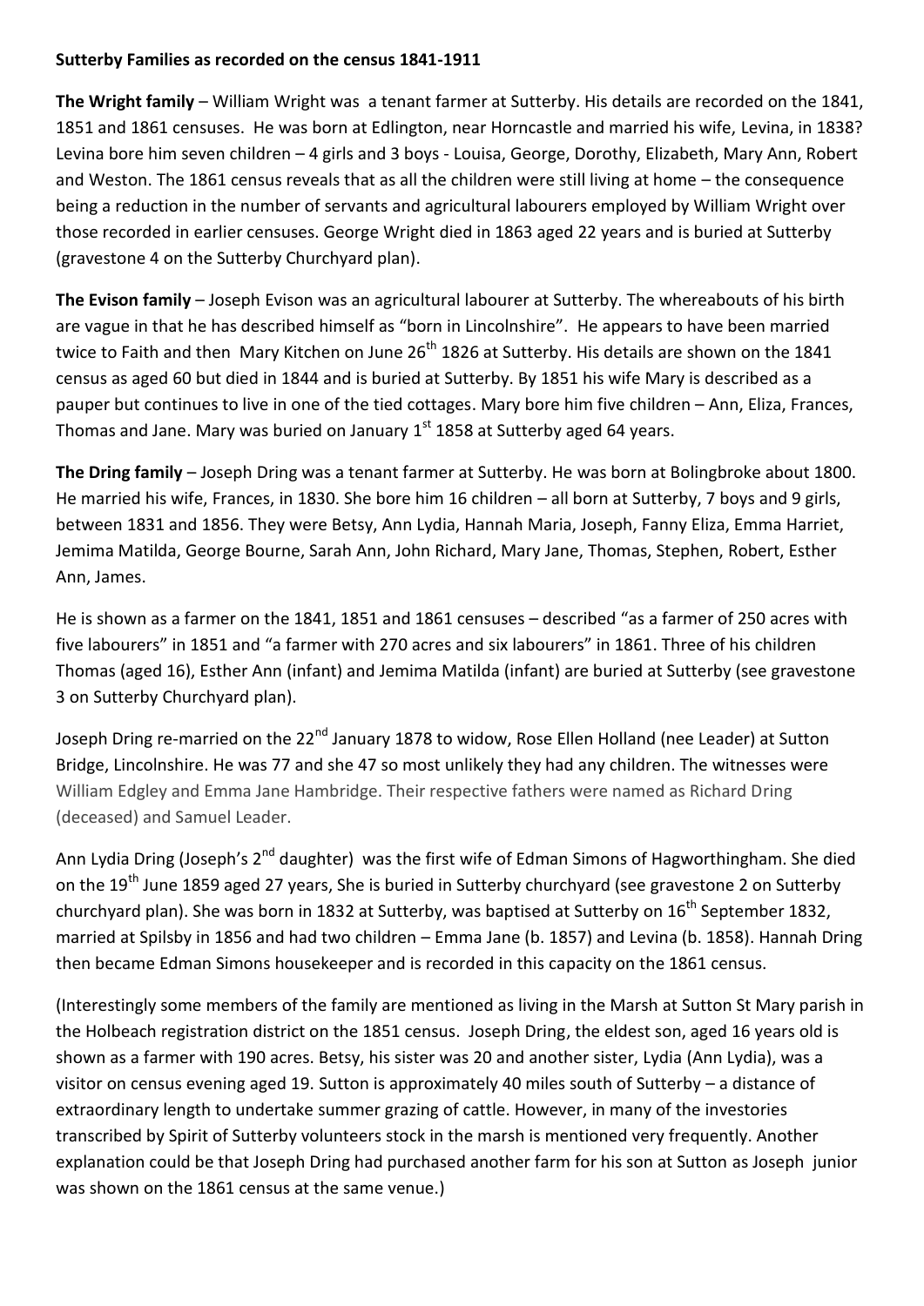**Sutterby Families as recorded on the census 1841-1911**

**The Wright family** – William Wright was a tenant farmer at Sutterby. His details are recorded on the 1841, 1851 and 1861 censuses. He was born at Edlington, near Horncastle and married his wife, Levina, in 1838? Levina bore him seven children – 4 girls and 3 boys - Louisa, George, Dorothy, Elizabeth, Mary Ann, Robert and Weston. The 1861 census reveals that as all the children were still living at home – the consequence being a reduction in the number of servants and agricultural labourers employed by William Wright over those recorded in earlier censuses. George Wright died in 1863 aged 22 years and is buried at Sutterby (gravestone 4 on the Sutterby Churchyard plan).

**The Evison family** – Joseph Evison was an agricultural labourer at Sutterby. The whereabouts of his birth are vague in that he has described himself as "born in Lincolnshire". He appears to have been married twice to Faith and then Mary Kitchen on June 26th 1826 at Sutterby. His details are shown on the 1841 census as aged 60 but died in 1844 and is buried at Sutterby. By 1851 his wife Mary is described as a pauper but continues to live in one of the tied cottages. Mary bore him five children – Ann, Eliza, Frances, Thomas and Jane. Mary was buried on January 1st 1858 at Sutterby aged 64 years.

**The Dring family** – Joseph Dring was a tenant farmer at Sutterby. He was born at Bolingbroke about 1800. He married his wife, Frances, in 1830. She bore him 16 children – all born at Sutterby, 7 boys and 9 girls, between 1831 and 1856. They were Betsy, Ann Lydia, Hannah Maria, Joseph, Fanny Eliza, Emma Harriet, Jemima Matilda, George Bourne, Sarah Ann, John Richard, Mary Jane, Thomas, Stephen, Robert, Esther Ann, James.

He is shown as a farmer on the 1841, 1851 and 1861 censuses – described "as a farmer of 250 acres with five labourers" in 1851 and "a farmer with 270 acres and six labourers" in 1861. Three of his children Thomas (aged 16), Esther Ann (infant) and Jemima Matilda (infant) are buried at Sutterby (see gravestone 3 on Sutterby Churchyard plan).

Joseph Dring re-married on the 22nd January 1878 to widow, Rose Ellen Holland (nee Leader) at Sutton Bridge, Lincolnshire. He was 77 and she 47 so most unlikely they had any children. The witnesses were William Edgley and Emma Jane Hambridge. Their respective fathers were named as Richard Dring (deceased) and Samuel Leader.

Ann Lydia Dring (Joseph's 2nd daughter) was the first wife of Edman Simons of Hagworthingham. She died on the 19th June 1859 aged 27 years, She is buried in Sutterby churchyard (see gravestone 2 on Sutterby churchyard plan). She was born in 1832 at Sutterby, was baptised at Sutterby on 16th September 1832, married at Spilsby in 1856 and had two children – Emma Jane (b. 1857) and Levina (b. 1858). Hannah Dring then became Edman Simons housekeeper and is recorded in this capacity on the 1861 census.

(Interestingly some members of the family are mentioned as living in the Marsh at Sutton St Mary parish in the Holbeach registration district on the 1851 census. Joseph Dring, the eldest son, aged 16 years old is shown as a farmer with 190 acres. Betsy, his sister was 20 and another sister, Lydia (Ann Lydia), was a visitor on census evening aged 19. Sutton is approximately 40 miles south of Sutterby – a distance of extraordinary length to undertake summer grazing of cattle. However, in many of the investories transcribed by Spirit of Sutterby volunteers stock in the marsh is mentioned very frequently. Another explanation could be that Joseph Dring had purchased another farm for his son at Sutton as Joseph junior was shown on the 1861 census at the same venue.)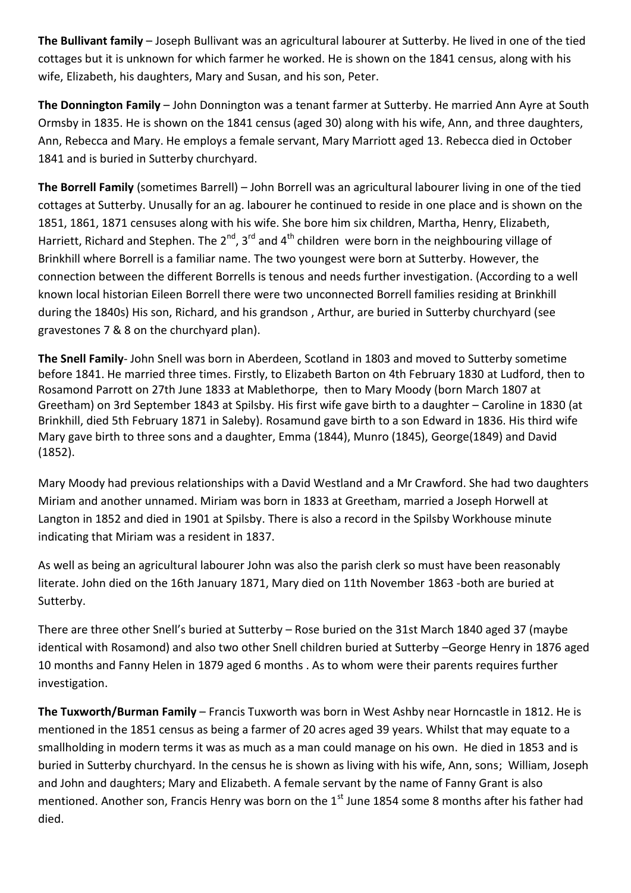**The Bullivant family** – Joseph Bullivant was an agricultural labourer at Sutterby. He lived in one of the tied cottages but it is unknown for which farmer he worked. He is shown on the 1841 census, along with his wife, Elizabeth, his daughters, Mary and Susan, and his son, Peter.

**The Donnington Family** – John Donnington was a tenant farmer at Sutterby. He married Ann Ayre at South Ormsby in 1835. He is shown on the 1841 census (aged 30) along with his wife, Ann, and three daughters, Ann, Rebecca and Mary. He employs a female servant, Mary Marriott aged 13. Rebecca died in October 1841 and is buried in Sutterby churchyard.

**The Borrell Family** (sometimes Barrell) – John Borrell was an agricultural labourer living in one of the tied cottages at Sutterby. Unusally for an ag. labourer he continued to reside in one place and is shown on the 1851, 1861, 1871 censuses along with his wife. She bore him six children, Martha, Henry, Elizabeth, Harriett, Richard and Stephen. The 2nd, 3rd and 4th children were born in the neighbouring village of Brinkhill where Borrell is a familiar name. The two youngest were born at Sutterby. However, the connection between the different Borrells is tenous and needs further investigation. (According to a well known local historian Eileen Borrell there were two unconnected Borrell families residing at Brinkhill during the 1840s) His son, Richard, and his grandson , Arthur, are buried in Sutterby churchyard (see gravestones 7 & 8 on the churchyard plan).

**The Snell Family**- John Snell was born in Aberdeen, Scotland in 1803 and moved to Sutterby sometime before 1841. He married three times. Firstly, to Elizabeth Barton on 4th February 1830 at Ludford, then to Rosamond Parrott on 27th June 1833 at Mablethorpe, then to Mary Moody (born March 1807 at Greetham) on 3rd September 1843 at Spilsby. His first wife gave birth to a daughter – Caroline in 1830 (at Brinkhill, died 5th February 1871 in Saleby). Rosamund gave birth to a son Edward in 1836. His third wife Mary gave birth to three sons and a daughter, Emma (1844), Munro (1845), George(1849) and David (1852).

Mary Moody had previous relationships with a David Westland and a Mr Crawford. She had two daughters Miriam and another unnamed. Miriam was born in 1833 at Greetham, married a Joseph Horwell at Langton in 1852 and died in 1901 at Spilsby. There is also a record in the Spilsby Workhouse minute indicating that Miriam was a resident in 1837.

As well as being an agricultural labourer John was also the parish clerk so must have been reasonably literate. John died on the 16th January 1871, Mary died on 11th November 1863 -both are buried at Sutterby.

There are three other Snell's buried at Sutterby – Rose buried on the 31st March 1840 aged 37 (maybe identical with Rosamond) and also two other Snell children buried at Sutterby –George Henry in 1876 aged 10 months and Fanny Helen in 1879 aged 6 months . As to whom were their parents requires further investigation.

**The Tuxworth/Burman Family** – Francis Tuxworth was born in West Ashby near Horncastle in 1812. He is mentioned in the 1851 census as being a farmer of 20 acres aged 39 years. Whilst that may equate to a smallholding in modern terms it was as much as a man could manage on his own. He died in 1853 and is buried in Sutterby churchyard. In the census he is shown as living with his wife, Ann, sons; William, Joseph and John and daughters; Mary and Elizabeth. A female servant by the name of Fanny Grant is also mentioned. Another son, Francis Henry was born on the 1st June 1854 some 8 months after his father had died.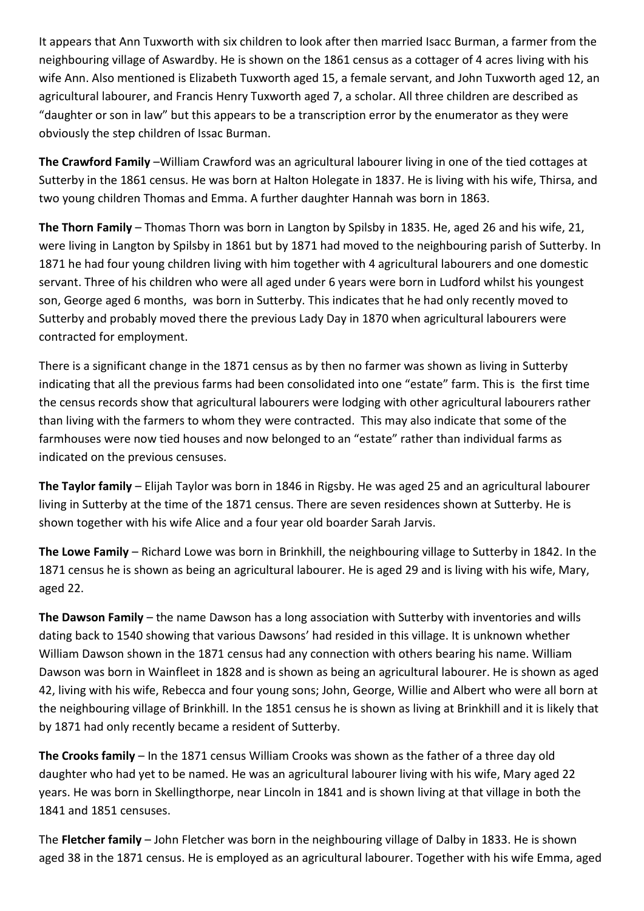It appears that Ann Tuxworth with six children to look after then married Isacc Burman, a farmer from the neighbouring village of Aswardby. He is shown on the 1861 census as a cottager of 4 acres living with his wife Ann. Also mentioned is Elizabeth Tuxworth aged 15, a female servant, and John Tuxworth aged 12, an agricultural labourer, and Francis Henry Tuxworth aged 7, a scholar. All three children are described as "daughter or son in law" but this appears to be a transcription error by the enumerator as they were obviously the step children of Issac Burman.

**The Crawford Family** –William Crawford was an agricultural labourer living in one of the tied cottages at Sutterby in the 1861 census. He was born at Halton Holegate in 1837. He is living with his wife, Thirsa, and two young children Thomas and Emma. A further daughter Hannah was born in 1863.

**The Thorn Family** – Thomas Thorn was born in Langton by Spilsby in 1835. He, aged 26 and his wife, 21, were living in Langton by Spilsby in 1861 but by 1871 had moved to the neighbouring parish of Sutterby. In 1871 he had four young children living with him together with 4 agricultural labourers and one domestic servant. Three of his children who were all aged under 6 years were born in Ludford whilst his youngest son, George aged 6 months, was born in Sutterby. This indicates that he had only recently moved to Sutterby and probably moved there the previous Lady Day in 1870 when agricultural labourers were contracted for employment.

There is a significant change in the 1871 census as by then no farmer was shown as living in Sutterby indicating that all the previous farms had been consolidated into one "estate" farm. This is the first time the census records show that agricultural labourers were lodging with other agricultural labourers rather than living with the farmers to whom they were contracted. This may also indicate that some of the farmhouses were now tied houses and now belonged to an "estate" rather than individual farms as indicated on the previous censuses.

**The Taylor family** – Elijah Taylor was born in 1846 in Rigsby. He was aged 25 and an agricultural labourer living in Sutterby at the time of the 1871 census. There are seven residences shown at Sutterby. He is shown together with his wife Alice and a four year old boarder Sarah Jarvis.

**The Lowe Family** – Richard Lowe was born in Brinkhill, the neighbouring village to Sutterby in 1842. In the 1871 census he is shown as being an agricultural labourer. He is aged 29 and is living with his wife, Mary, aged 22.

**The Dawson Family** – the name Dawson has a long association with Sutterby with inventories and wills dating back to 1540 showing that various Dawsons' had resided in this village. It is unknown whether William Dawson shown in the 1871 census had any connection with others bearing his name. William Dawson was born in Wainfleet in 1828 and is shown as being an agricultural labourer. He is shown as aged 42, living with his wife, Rebecca and four young sons; John, George, Willie and Albert who were all born at the neighbouring village of Brinkhill. In the 1851 census he is shown as living at Brinkhill and it is likely that by 1871 had only recently became a resident of Sutterby.

**The Crooks family** – In the 1871 census William Crooks was shown as the father of a three day old daughter who had yet to be named. He was an agricultural labourer living with his wife, Mary aged 22 years. He was born in Skellingthorpe, near Lincoln in 1841 and is shown living at that village in both the 1841 and 1851 censuses.

The **Fletcher family** – John Fletcher was born in the neighbouring village of Dalby in 1833. He is shown aged 38 in the 1871 census. He is employed as an agricultural labourer. Together with his wife Emma, aged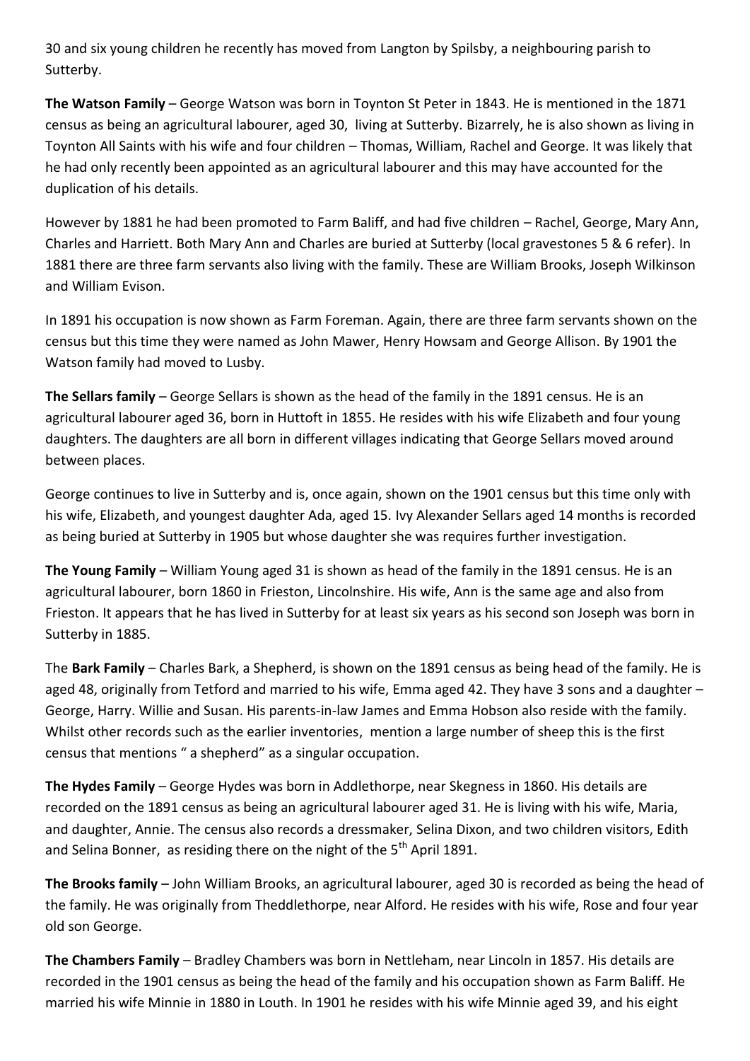30 and six young children he recently has moved from Langton by Spilsby, a neighbouring parish to Sutterby.

**The Watson Family** – George Watson was born in Toynton St Peter in 1843. He is mentioned in the 1871 census as being an agricultural labourer, aged 30, living at Sutterby. Bizarrely, he is also shown as living in Toynton All Saints with his wife and four children – Thomas, William, Rachel and George. It was likely that he had only recently been appointed as an agricultural labourer and this may have accounted for the duplication of his details.

However by 1881 he had been promoted to Farm Baliff, and had five children – Rachel, George, Mary Ann, Charles and Harriett. Both Mary Ann and Charles are buried at Sutterby (local gravestones 5 & 6 refer). In 1881 there are three farm servants also living with the family. These are William Brooks, Joseph Wilkinson and William Evison.

In 1891 his occupation is now shown as Farm Foreman. Again, there are three farm servants shown on the census but this time they were named as John Mawer, Henry Howsam and George Allison. By 1901 the Watson family had moved to Lusby.

**The Sellars family** – George Sellars is shown as the head of the family in the 1891 census. He is an agricultural labourer aged 36, born in Huttoft in 1855. He resides with his wife Elizabeth and four young daughters. The daughters are all born in different villages indicating that George Sellars moved around between places.

George continues to live in Sutterby and is, once again, shown on the 1901 census but this time only with his wife, Elizabeth, and youngest daughter Ada, aged 15. Ivy Alexander Sellars aged 14 months is recorded as being buried at Sutterby in 1905 but whose daughter she was requires further investigation.

**The Young Family** – William Young aged 31 is shown as head of the family in the 1891 census. He is an agricultural labourer, born 1860 in Frieston, Lincolnshire. His wife, Ann is the same age and also from Frieston. It appears that he has lived in Sutterby for at least six years as his second son Joseph was born in Sutterby in 1885.

The **Bark Family** – Charles Bark, a Shepherd, is shown on the 1891 census as being head of the family. He is aged 48, originally from Tetford and married to his wife, Emma aged 42. They have 3 sons and a daughter – George, Harry. Willie and Susan. His parents-in-law James and Emma Hobson also reside with the family. Whilst other records such as the earlier inventories, mention a large number of sheep this is the first census that mentions " a shepherd" as a singular occupation.

**The Hydes Family** – George Hydes was born in Addlethorpe, near Skegness in 1860. His details are recorded on the 1891 census as being an agricultural labourer aged 31. He is living with his wife, Maria, and daughter, Annie. The census also records a dressmaker, Selina Dixon, and two children visitors, Edith and Selina Bonner, as residing there on the night of the 5th April 1891.

**The Brooks family** – John William Brooks, an agricultural labourer, aged 30 is recorded as being the head of the family. He was originally from Theddlethorpe, near Alford. He resides with his wife, Rose and four year old son George.

**The Chambers Family** – Bradley Chambers was born in Nettleham, near Lincoln in 1857. His details are recorded in the 1901 census as being the head of the family and his occupation shown as Farm Baliff. He married his wife Minnie in 1880 in Louth. In 1901 he resides with his wife Minnie aged 39, and his eight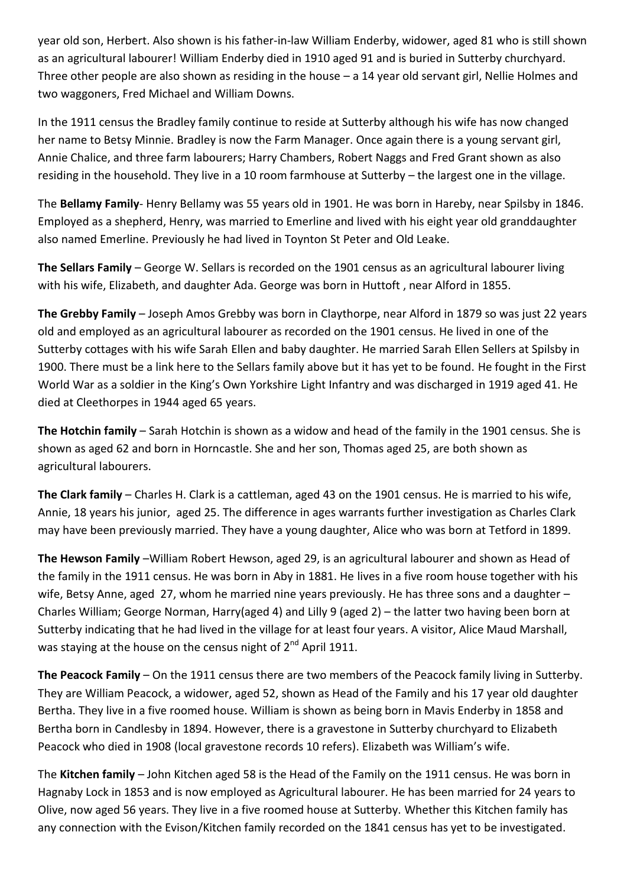year old son, Herbert. Also shown is his father-in-law William Enderby, widower, aged 81 who is still shown as an agricultural labourer! William Enderby died in 1910 aged 91 and is buried in Sutterby churchyard. Three other people are also shown as residing in the house – a 14 year old servant girl, Nellie Holmes and two waggoners, Fred Michael and William Downs.

In the 1911 census the Bradley family continue to reside at Sutterby although his wife has now changed her name to Betsy Minnie. Bradley is now the Farm Manager. Once again there is a young servant girl, Annie Chalice, and three farm labourers; Harry Chambers, Robert Naggs and Fred Grant shown as also residing in the household. They live in a 10 room farmhouse at Sutterby – the largest one in the village.

The **Bellamy Family**- Henry Bellamy was 55 years old in 1901. He was born in Hareby, near Spilsby in 1846. Employed as a shepherd, Henry, was married to Emerline and lived with his eight year old granddaughter also named Emerline. Previously he had lived in Toynton St Peter and Old Leake.

**The Sellars Family** – George W. Sellars is recorded on the 1901 census as an agricultural labourer living with his wife, Elizabeth, and daughter Ada. George was born in Huttoft , near Alford in 1855.

**The Grebby Family** – Joseph Amos Grebby was born in Claythorpe, near Alford in 1879 so was just 22 years old and employed as an agricultural labourer as recorded on the 1901 census. He lived in one of the Sutterby cottages with his wife Sarah Ellen and baby daughter. He married Sarah Ellen Sellers at Spilsby in 1900. There must be a link here to the Sellars family above but it has yet to be found. He fought in the First World War as a soldier in the King's Own Yorkshire Light Infantry and was discharged in 1919 aged 41. He died at Cleethorpes in 1944 aged 65 years.

**The Hotchin family** – Sarah Hotchin is shown as a widow and head of the family in the 1901 census. She is shown as aged 62 and born in Horncastle. She and her son, Thomas aged 25, are both shown as agricultural labourers.

**The Clark family** – Charles H. Clark is a cattleman, aged 43 on the 1901 census. He is married to his wife, Annie, 18 years his junior, aged 25. The difference in ages warrants further investigation as Charles Clark may have been previously married. They have a young daughter, Alice who was born at Tetford in 1899.

**The Hewson Family** –William Robert Hewson, aged 29, is an agricultural labourer and shown as Head of the family in the 1911 census. He was born in Aby in 1881. He lives in a five room house together with his wife, Betsy Anne, aged 27, whom he married nine years previously. He has three sons and a daughter – Charles William; George Norman, Harry(aged 4) and Lilly 9 (aged 2) – the latter two having been born at Sutterby indicating that he had lived in the village for at least four years. A visitor, Alice Maud Marshall, was staying at the house on the census night of 2nd April 1911.

**The Peacock Family** – On the 1911 census there are two members of the Peacock family living in Sutterby. They are William Peacock, a widower, aged 52, shown as Head of the Family and his 17 year old daughter Bertha. They live in a five roomed house. William is shown as being born in Mavis Enderby in 1858 and Bertha born in Candlesby in 1894. However, there is a gravestone in Sutterby churchyard to Elizabeth Peacock who died in 1908 (local gravestone records 10 refers). Elizabeth was William's wife.

The **Kitchen family** – John Kitchen aged 58 is the Head of the Family on the 1911 census. He was born in Hagnaby Lock in 1853 and is now employed as Agricultural labourer. He has been married for 24 years to Olive, now aged 56 years. They live in a five roomed house at Sutterby. Whether this Kitchen family has any connection with the Evison/Kitchen family recorded on the 1841 census has yet to be investigated.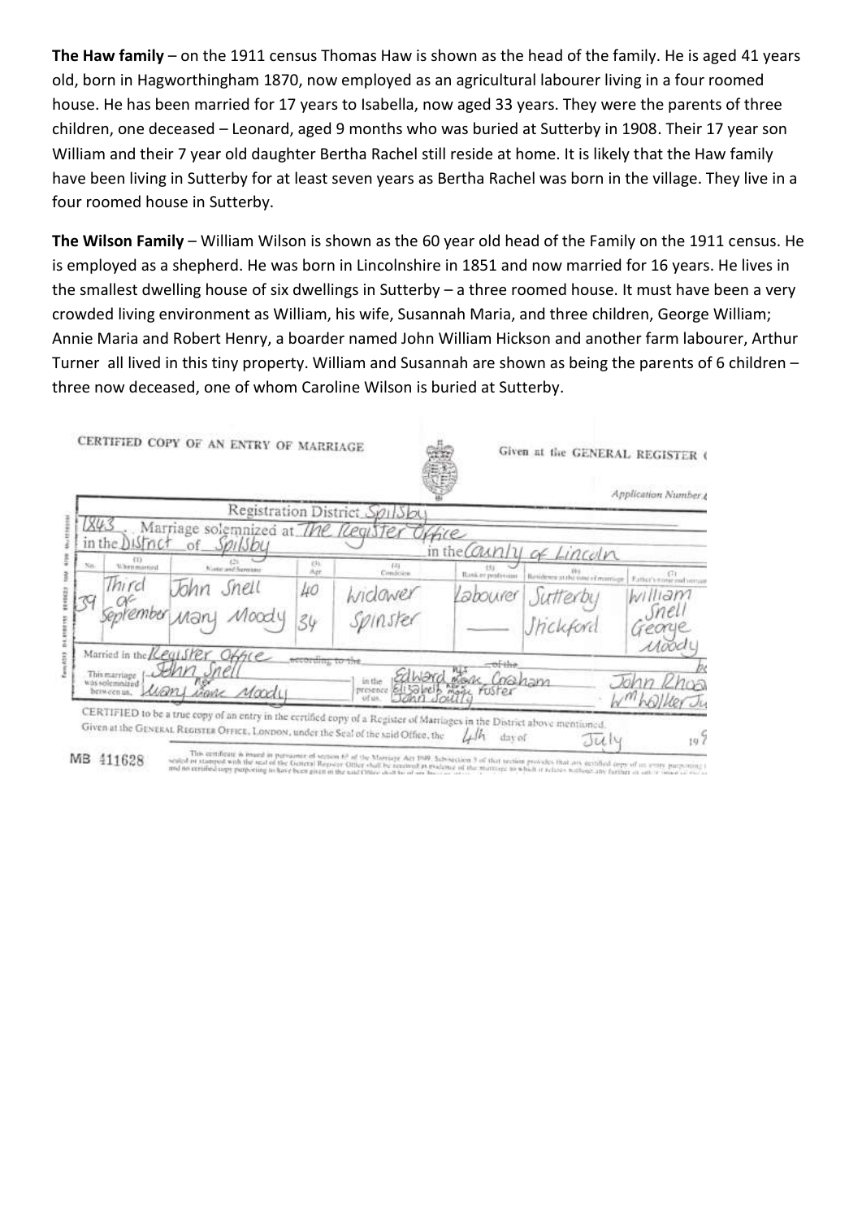**The Haw family** – on the 1911 census Thomas Haw is shown as the head of the family. He is aged 41 years old, born in Hagworthingham 1870, now employed as an agricultural labourer living in a four roomed house. He has been married for 17 years to Isabella, now aged 33 years. They were the parents of three children, one deceased – Leonard, aged 9 months who was buried at Sutterby in 1908. Their 17 year son William and their 7 year old daughter Bertha Rachel still reside at home. It is likely that the Haw family have been living in Sutterby for at least seven years as Bertha Rachel was born in the village. They live in a four roomed house in Sutterby.

**The Wilson Family** – William Wilson is shown as the 60 year old head of the Family on the 1911 census. He is employed as a shepherd. He was born in Lincolnshire in 1851 and now married for 16 years. He lives in the smallest dwelling house of six dwellings in Sutterby – a three roomed house. It must have been a very crowded living environment as William, his wife, Susannah Maria, and three children, George William; Annie Maria and Robert Henry, a boarder named John William Hickson and another farm labourer, Arthur Turner all lived in this tiny property. William and Susannah are shown as being the parents of 6 children – three now deceased, one of whom Caroline Wilson is buried at Sutterby.

CERTIFIED COPY OF AN ENTRY OF MARRIAGE

Given at the GENERAL REGISTER O

Application Number

Registration District Spilsby

1843. Marriage solemnized at The Register Office in the District of Spilsby in the County of Lincoln

| No. | (1) When married | (2) Name and Surname | (3) Age | (4) Condition | (5) Rank or profession | (6) Residence at the time of marriage | (7) Father's name and surname |
|---|---|---|---|---|---|---|---|
| 39 | Third of September | John Snell | 40 | Widower | Labourer | Sutterby | William Snell |
| | | Mary Moody | 34 | Spinster | — | Stickford | George Moody |

Married in the Register Office according to the ... of the ...

This marriage was solemnized between us, John Snell, Mary (her mark) Moody

in the presence of us, Edward (his mark) Graham, Elizabeth (her mark) Foster, John Doulty

John Rho... Wm Walker Ju...

CERTIFIED to be a true copy of an entry in the certified copy of a Register of Marriages in the District above mentioned.

Given at the GENERAL REGISTER OFFICE, LONDON, under the Seal of the said Office, the 4th day of July 19...

MB 411628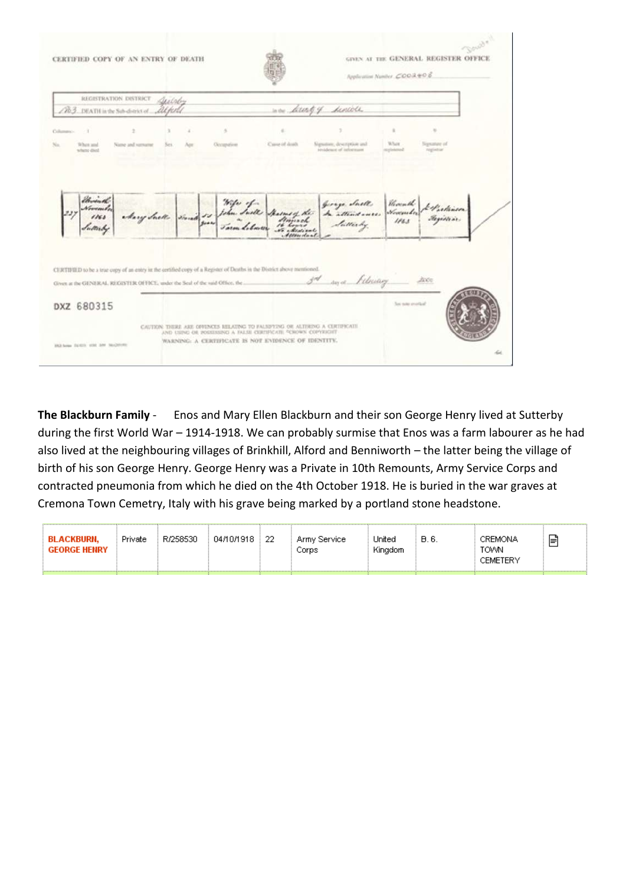CERTIFIED COPY OF AN ENTRY OF DEATH

GIVEN AT THE GENERAL REGISTER OFFICE

Application Number COO2408

REGISTRATION DISTRICT Spilsby

1863 DEATH in the Sub-district of Alford in the County of Lincoln

| Columns:- 1 | 2 | 3 | 4 | 5 | 6 | 7 | 8 | 9 |
|---|---|---|---|---|---|---|---|---|
| No. When and where died | Name and surname | Sex | Age | Occupation | Cause of death | Signature, description and residence of informant | When registered | Signature of registrar |
| 237 Eleventh November 1863 Sutterby | Mary Snell | Female | 44 years | Wife of John Snell Farm Labourer | Spasms of the Stomach 16 hours No Medical Attendant | George Snell In attendance Sutterby | Eleventh November 1863 | J Parkinson Registrar |

CERTIFIED to be a true copy of an entry in the certified copy of a Register of Deaths in the District above mentioned.

Given at the GENERAL REGISTER OFFICE, under the Seal of the said Office, the 3rd day of February 2000

DXZ 680315

CAUTION: THERE ARE OFFENCES RELATING TO FALSIFYING OR ALTERING A CERTIFICATE AND USING OR POSSESSING A FALSE CERTIFICATE ©CROWN COPYRIGHT

WARNING: A CERTIFICATE IS NOT EVIDENCE OF IDENTITY.

**The Blackburn Family** - Enos and Mary Ellen Blackburn and their son George Henry lived at Sutterby during the first World War – 1914-1918. We can probably surmise that Enos was a farm labourer as he had also lived at the neighbouring villages of Brinkhill, Alford and Benniworth – the latter being the village of birth of his son George Henry. George Henry was a Private in 10th Remounts, Army Service Corps and contracted pneumonia from which he died on the 4th October 1918. He is buried in the war graves at Cremona Town Cemetry, Italy with his grave being marked by a portland stone headstone.

| | | | | | | | | |
|---|---|---|---|---|---|---|---|---|
| BLACKBURN, GEORGE HENRY | Private | R/258530 | 04/10/1918 | 22 | Army Service Corps | United Kingdom | B. 6. | CREMONA TOWN CEMETERY |